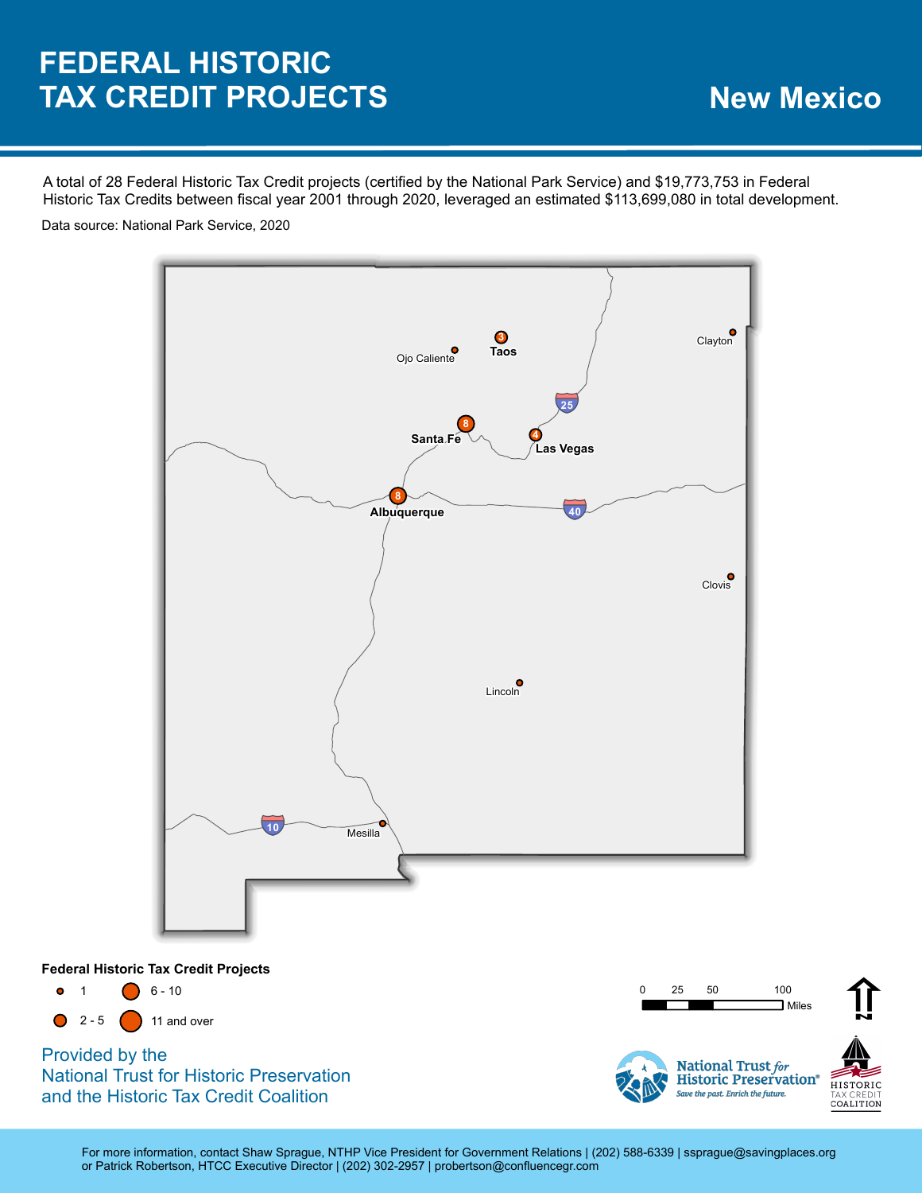# FEDERAL HISTORIC TAX CREDIT PROJECTS

## New Mexico

A total of 28 Federal Historic Tax Credit projects (certified by the National Park Service) and $19,773,753 in Federal Historic Tax Credits between fiscal year 2001 through 2020, leveraged an estimated $113,699,080 in total development.

Data source: National Park Service, 2020

3
Taos
Ojo Caliente
Clayton
25
8
Santa Fe
4
Las Vegas
8
Albuquerque
40
Clovis
Lincoln
10
Mesilla

**Federal Historic Tax Credit Projects**

1
6 - 10
2 - 5
11 and over

0 25 50 100 Miles

N

Provided by the National Trust for Historic Preservation and the Historic Tax Credit Coalition

National Trust *for* Historic Preservation®
*Save the past. Enrich the future.*

HISTORIC TAX CREDIT COALITION

For more information, contact Shaw Sprague, NTHP Vice President for Government Relations | (202) 588-6339 | ssprague@savingplaces.org or Patrick Robertson, HTCC Executive Director | (202) 302-2957 | probertson@confluencegr.com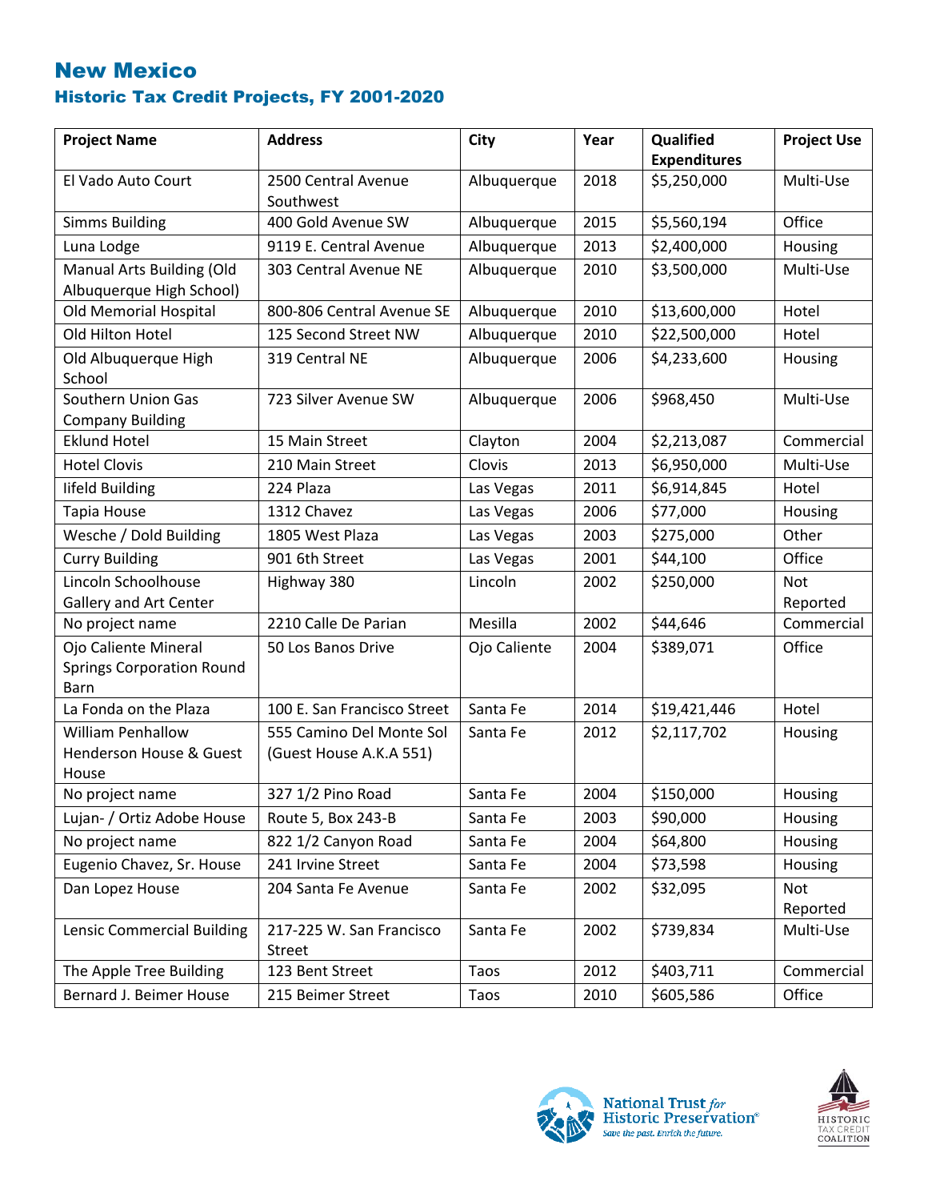# New Mexico

## Historic Tax Credit Projects, FY 2001-2020

| Project Name | Address | City | Year | Qualified Expenditures | Project Use |
|---|---|---|---|---|---|
| El Vado Auto Court | 2500 Central Avenue Southwest | Albuquerque | 2018 | $5,250,000 | Multi-Use |
| Simms Building | 400 Gold Avenue SW | Albuquerque | 2015 | $5,560,194 | Office |
| Luna Lodge | 9119 E. Central Avenue | Albuquerque | 2013 | $2,400,000 | Housing |
| Manual Arts Building (Old Albuquerque High School) | 303 Central Avenue NE | Albuquerque | 2010 | $3,500,000 | Multi-Use |
| Old Memorial Hospital | 800-806 Central Avenue SE | Albuquerque | 2010 | $13,600,000 | Hotel |
| Old Hilton Hotel | 125 Second Street NW | Albuquerque | 2010 | $22,500,000 | Hotel |
| Old Albuquerque High School | 319 Central NE | Albuquerque | 2006 | $4,233,600 | Housing |
| Southern Union Gas Company Building | 723 Silver Avenue SW | Albuquerque | 2006 | $968,450 | Multi-Use |
| Eklund Hotel | 15 Main Street | Clayton | 2004 | $2,213,087 | Commercial |
| Hotel Clovis | 210 Main Street | Clovis | 2013 | $6,950,000 | Multi-Use |
| Iifeld Building | 224 Plaza | Las Vegas | 2011 | $6,914,845 | Hotel |
| Tapia House | 1312 Chavez | Las Vegas | 2006 | $77,000 | Housing |
| Wesche / Dold Building | 1805 West Plaza | Las Vegas | 2003 | $275,000 | Other |
| Curry Building | 901 6th Street | Las Vegas | 2001 | $44,100 | Office |
| Lincoln Schoolhouse Gallery and Art Center | Highway 380 | Lincoln | 2002 | $250,000 | Not Reported |
| No project name | 2210 Calle De Parian | Mesilla | 2002 | $44,646 | Commercial |
| Ojo Caliente Mineral Springs Corporation Round Barn | 50 Los Banos Drive | Ojo Caliente | 2004 | $389,071 | Office |
| La Fonda on the Plaza | 100 E. San Francisco Street | Santa Fe | 2014 | $19,421,446 | Hotel |
| William Penhallow Henderson House & Guest House | 555 Camino Del Monte Sol (Guest House A.K.A 551) | Santa Fe | 2012 | $2,117,702 | Housing |
| No project name | 327 1/2 Pino Road | Santa Fe | 2004 | $150,000 | Housing |
| Lujan- / Ortiz Adobe House | Route 5, Box 243-B | Santa Fe | 2003 | $90,000 | Housing |
| No project name | 822 1/2 Canyon Road | Santa Fe | 2004 | $64,800 | Housing |
| Eugenio Chavez, Sr. House | 241 Irvine Street | Santa Fe | 2004 | $73,598 | Housing |
| Dan Lopez House | 204 Santa Fe Avenue | Santa Fe | 2002 | $32,095 | Not Reported |
| Lensic Commercial Building | 217-225 W. San Francisco Street | Santa Fe | 2002 | $739,834 | Multi-Use |
| The Apple Tree Building | 123 Bent Street | Taos | 2012 | $403,711 | Commercial |
| Bernard J. Beimer House | 215 Beimer Street | Taos | 2010 | $605,586 | Office |